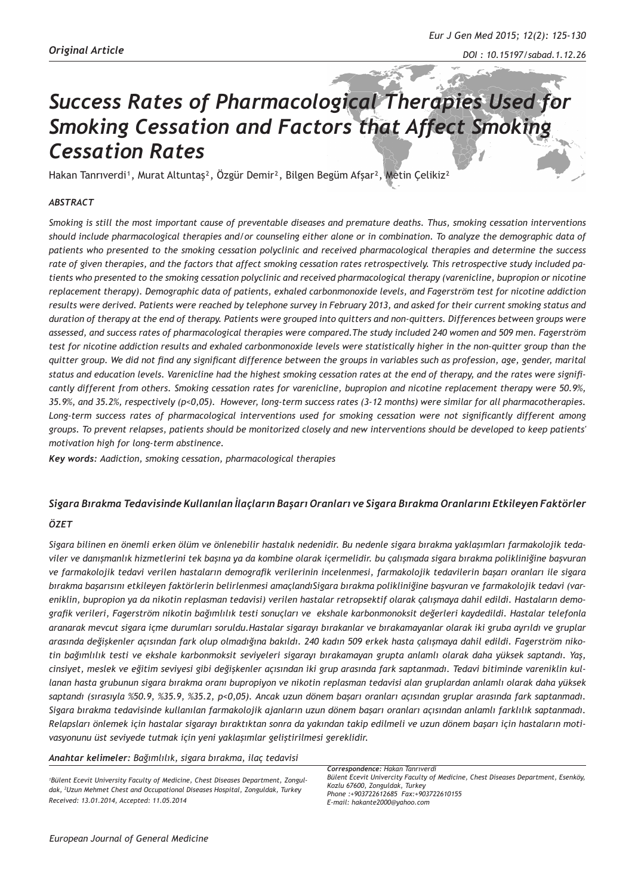*Original Article*

# *Success Rates of Pharmacological Therapies Used for Smoking Cessation and Factors that Affect Smoking Cessation Rates*

Hakan Tanrıverdi[1], Murat Altuntaş[2], Özgür Demir[2], Bilgen Begüm Afşar[2], Metin Çelikiz[2]

### *ABSTRACT*

*Smoking is still the most important cause of preventable diseases and premature deaths. Thus, smoking cessation interventions should include pharmacological therapies and/or counseling either alone or in combination. To analyze the demographic data of patients who presented to the smoking cessation polyclinic and received pharmacological therapies and determine the success rate of given therapies, and the factors that affect smoking cessation rates retrospectively. This retrospective study included patients who presented to the smoking cessation polyclinic and received pharmacological therapy (varenicline, bupropion or nicotine replacement therapy). Demographic data of patients, exhaled carbonmonoxide levels, and Fagerström test for nicotine addiction results were derived. Patients were reached by telephone survey in February 2013, and asked for their current smoking status and duration of therapy at the end of therapy. Patients were grouped into quitters and non-quitters. Differences between groups were assessed, and success rates of pharmacological therapies were compared.The study included 240 women and 509 men. Fagerström test for nicotine addiction results and exhaled carbonmonoxide levels were statistically higher in the non-quitter group than the quitter group. We did not find any significant difference between the groups in variables such as profession, age, gender, marital status and education levels. Varenicline had the highest smoking cessation rates at the end of therapy, and the rates were significantly different from others. Smoking cessation rates for varenicline, bupropion and nicotine replacement therapy were 50.9%, 35.9%, and 35.2%, respectively (p<0,05). However, long-term success rates (3-12 months) were similar for all pharmacotherapies. Long-term success rates of pharmacological interventions used for smoking cessation were not significantly different among groups. To prevent relapses, patients should be monitorized closely and new interventions should be developed to keep patients' motivation high for long-term abstinence.*

***Key words:*** *Aadiction, smoking cessation, pharmacological therapies*

## *Sigara Bırakma Tedavisinde Kullanılan İlaçların Başarı Oranları ve Sigara Bırakma Oranlarını Etkileyen Faktörler*

### *ÖZET*

*Sigara bilinen en önemli erken ölüm ve önlenebilir hastalık nedenidir. Bu nedenle sigara bırakma yaklaşımları farmakolojik tedaviler ve danışmanlık hizmetlerini tek başına ya da kombine olarak içermelidir. bu çalışmada sigara bırakma polikliniğine başvuran ve farmakolojik tedavi verilen hastaların demografik verilerinin incelenmesi, farmakolojik tedavilerin başarı oranları ile sigara bırakma başarısını etkileyen faktörlerin belirlenmesi amaçlandıSigara bırakma polikliniğine başvuran ve farmakolojik tedavi (vareniklin, bupropion ya da nikotin replasman tedavisi) verilen hastalar retropsektif olarak çalışmaya dahil edildi. Hastaların demografik verileri, Fagerström nikotin bağımlılık testi sonuçları ve ekshale karbonmonoksit değerleri kaydedildi. Hastalar telefonla aranarak mevcut sigara içme durumları soruldu.Hastalar sigarayı bırakanlar ve bırakamayanlar olarak iki gruba ayrıldı ve gruplar arasında değişkenler açısından fark olup olmadığına bakıldı. 240 kadın 509 erkek hasta çalışmaya dahil edildi. Fagerström nikotin bağımlılık testi ve ekshale karbonmoksit seviyeleri sigarayı bırakamayan grupta anlamlı olarak daha yüksek saptandı. Yaş, cinsiyet, meslek ve eğitim seviyesi gibi değişkenler açısından iki grup arasında fark saptanmadı. Tedavi bitiminde vareniklin kullanan hasta grubunun sigara bırakma oranı bupropiyon ve nikotin replasman tedavisi alan gruplardan anlamlı olarak daha yüksek saptandı (sırasıyla %50.9, %35.9, %35.2, p<0,05). Ancak uzun dönem başarı oranları açısından gruplar arasında fark saptanmadı. Sigara bırakma tedavisinde kullanılan farmakolojik ajanların uzun dönem başarı oranları açısından anlamlı farklılık saptanmadı. Relapsları önlemek için hastalar sigarayı bıraktıktan sonra da yakından takip edilmeli ve uzun dönem başarı için hastaların motivasyonunu üst seviyede tutmak için yeni yaklaşımlar geliştirilmesi gereklidir.*

***Anahtar kelimeler:*** *Bağımlılık, sigara bırakma, ilaç tedavisi*

*[1]Bülent Ecevit University Faculty of Medicine, Chest Diseases Department, Zonguldak, [2]Uzun Mehmet Chest and Occupational Diseases Hospital, Zonguldak, Turkey*
*Received: 13.01.2014, Accepted: 11.05.2014*

***Correspondence:*** *Hakan Tanrıverdi*
*Bülent Ecevit Univercity Faculty of Medicine, Chest Diseases Department, Esenköy, Kozlu 67600, Zonguldak, Turkey*
*Phone :+903722612685 Fax:+903722610155*
*E-mail: hakante2000@yahoo.com*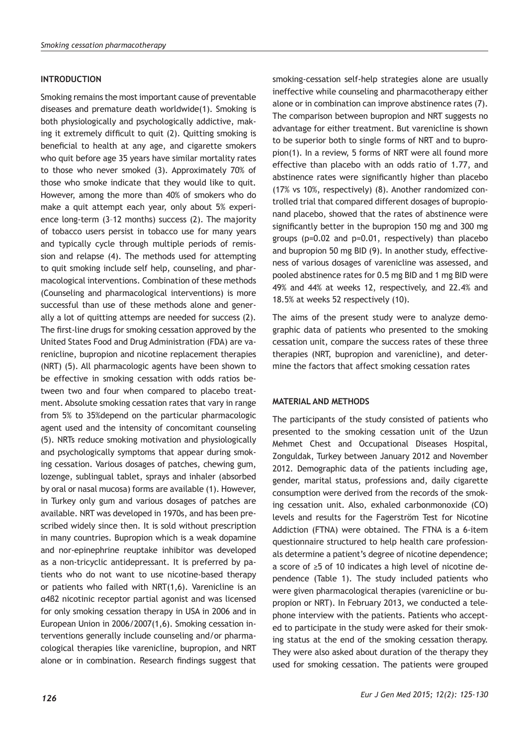## INTRODUCTION

Smoking remains the most important cause of preventable diseases and premature death worldwide(1). Smoking is both physiologically and psychologically addictive, making it extremely difficult to quit (2). Quitting smoking is beneficial to health at any age, and cigarette smokers who quit before age 35 years have similar mortality rates to those who never smoked (3). Approximately 70% of those who smoke indicate that they would like to quit. However, among the more than 40% of smokers who do make a quit attempt each year, only about 5% experience long-term (3–12 months) success (2). The majority of tobacco users persist in tobacco use for many years and typically cycle through multiple periods of remission and relapse (4). The methods used for attempting to quit smoking include self help, counseling, and pharmacological interventions. Combination of these methods (Counseling and pharmacological interventions) is more successful than use of these methods alone and generally a lot of quitting attemps are needed for success (2). The first-line drugs for smoking cessation approved by the United States Food and Drug Administration (FDA) are varenicline, bupropion and nicotine replacement therapies (NRT) (5). All pharmacologic agents have been shown to be effective in smoking cessation with odds ratios between two and four when compared to placebo treatment. Absolute smoking cessation rates that vary in range from 5% to 35%depend on the particular pharmacologic agent used and the intensity of concomitant counseling (5). NRTs reduce smoking motivation and physiologically and psychologically symptoms that appear during smoking cessation. Various dosages of patches, chewing gum, lozenge, sublingual tablet, sprays and inhaler (absorbed by oral or nasal mucosa) forms are available (1). However, in Turkey only gum and various dosages of patches are available. NRT was developed in 1970s, and has been prescribed widely since then. It is sold without prescription in many countries. Bupropion which is a weak dopamine and nor-epinephrine reuptake inhibitor was developed as a non-tricyclic antidepressant. It is preferred by patients who do not want to use nicotine-based therapy or patients who failed with NRT(1,6). Varenicline is an α4β2 nicotinic receptor partial agonist and was licensed for only smoking cessation therapy in USA in 2006 and in European Union in 2006/2007(1,6). Smoking cessation interventions generally include counseling and/or pharmacological therapies like varenicline, bupropion, and NRT alone or in combination. Research findings suggest that smoking-cessation self-help strategies alone are usually ineffective while counseling and pharmacotherapy either alone or in combination can improve abstinence rates (7). The comparison between bupropion and NRT suggests no advantage for either treatment. But varenicline is shown to be superior both to single forms of NRT and to bupropion(1). In a review, 5 forms of NRT were all found more effective than placebo with an odds ratio of 1.77, and abstinence rates were significantly higher than placebo (17% vs 10%, respectively) (8). Another randomized controlled trial that compared different dosages of bupropionand placebo, showed that the rates of abstinence were significantly better in the bupropion 150 mg and 300 mg groups ($p=0.02$ and $p=0.01$, respectively) than placebo and bupropion 50 mg BID (9). In another study, effectiveness of various dosages of varenicline was assessed, and pooled abstinence rates for 0.5 mg BID and 1 mg BID were 49% and 44% at weeks 12, respectively, and 22.4% and 18.5% at weeks 52 respectively (10).

The aims of the present study were to analyze demographic data of patients who presented to the smoking cessation unit, compare the success rates of these three therapies (NRT, bupropion and varenicline), and determine the factors that affect smoking cessation rates

## MATERIAL AND METHODS

The participants of the study consisted of patients who presented to the smoking cessation unit of the Uzun Mehmet Chest and Occupational Diseases Hospital, Zonguldak, Turkey between January 2012 and November 2012. Demographic data of the patients including age, gender, marital status, professions and, daily cigarette consumption were derived from the records of the smoking cessation unit. Also, exhaled carbonmonoxide (CO) levels and results for the Fagerström Test for Nicotine Addiction (FTNA) were obtained. The FTNA is a 6-item questionnaire structured to help health care professionals determine a patient's degree of nicotine dependence; a score of ≥5 of 10 indicates a high level of nicotine dependence (Table 1). The study included patients who were given pharmacological therapies (varenicline or bupropion or NRT). In February 2013, we conducted a telephone interview with the patients. Patients who accepted to participate in the study were asked for their smoking status at the end of the smoking cessation therapy. They were also asked about duration of the therapy they used for smoking cessation. The patients were grouped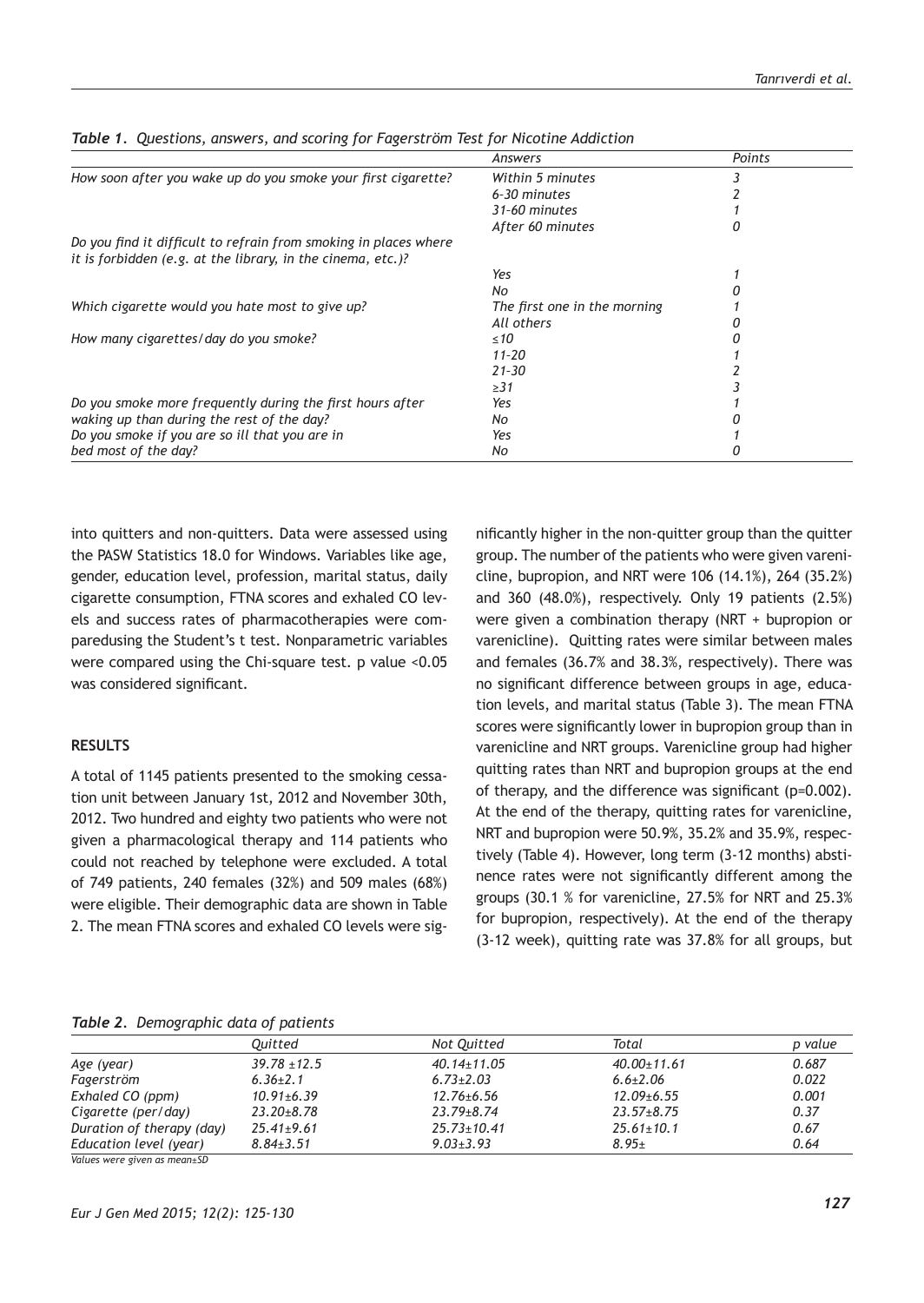*Table 1. Questions, answers, and scoring for Fagerström Test for Nicotine Addiction*

| | Answers | Points |
|---|---|---|
| How soon after you wake up do you smoke your first cigarette? | Within 5 minutes | 3 |
| | 6-30 minutes | 2 |
| | 31-60 minutes | 1 |
| | After 60 minutes | 0 |
| Do you find it difficult to refrain from smoking in places where it is forbidden (e.g. at the library, in the cinema, etc.)? | | |
| | Yes | 1 |
| | No | 0 |
| Which cigarette would you hate most to give up? | The first one in the morning | 1 |
| | All others | 0 |
| How many cigarettes/day do you smoke? | ≤10 | 0 |
| | 11-20 | 1 |
| | 21-30 | 2 |
| | ≥31 | 3 |
| Do you smoke more frequently during the first hours after waking up than during the rest of the day? | Yes | 1 |
| | No | 0 |
| Do you smoke if you are so ill that you are in bed most of the day? | Yes | 1 |
| | No | 0 |

into quitters and non-quitters. Data were assessed using the PASW Statistics 18.0 for Windows. Variables like age, gender, education level, profession, marital status, daily cigarette consumption, FTNA scores and exhaled CO levels and success rates of pharmacotherapies were comparedusing the Student's t test. Nonparametric variables were compared using the Chi-square test. p value <0.05 was considered significant.

## RESULTS

A total of 1145 patients presented to the smoking cessation unit between January 1st, 2012 and November 30th, 2012. Two hundred and eighty two patients who were not given a pharmacological therapy and 114 patients who could not reached by telephone were excluded. A total of 749 patients, 240 females (32%) and 509 males (68%) were eligible. Their demographic data are shown in Table 2. The mean FTNA scores and exhaled CO levels were significantly higher in the non-quitter group than the quitter group. The number of the patients who were given varenicline, bupropion, and NRT were 106 (14.1%), 264 (35.2%) and 360 (48.0%), respectively. Only 19 patients (2.5%) were given a combination therapy (NRT + bupropion or varenicline). Quitting rates were similar between males and females (36.7% and 38.3%, respectively). There was no significant difference between groups in age, education levels, and marital status (Table 3). The mean FTNA scores were significantly lower in bupropion group than in varenicline and NRT groups. Varenicline group had higher quitting rates than NRT and bupropion groups at the end of therapy, and the difference was significant (p=0.002). At the end of the therapy, quitting rates for varenicline, NRT and bupropion were 50.9%, 35.2% and 35.9%, respectively (Table 4). However, long term (3-12 months) abstinence rates were not significantly different among the groups (30.1 % for varenicline, 27.5% for NRT and 25.3% for bupropion, respectively). At the end of the therapy (3-12 week), quitting rate was 37.8% for all groups, but

*Table 2. Demographic data of patients*

| | Quitted | Not Quitted | Total | p value |
|---|---|---|---|---|
| Age (year) | 39.78 ±12.5 | 40.14±11.05 | 40.00±11.61 | 0.687 |
| Fagerström | 6.36±2.1 | 6.73±2.03 | 6.6±2.06 | 0.022 |
| Exhaled CO (ppm) | 10.91±6.39 | 12.76±6.56 | 12.09±6.55 | 0.001 |
| Cigarette (per/day) | 23.20±8.78 | 23.79±8.74 | 23.57±8.75 | 0.37 |
| Duration of therapy (day) | 25.41±9.61 | 25.73±10.41 | 25.61±10.1 | 0.67 |
| Education level (year) | 8.84±3.51 | 9.03±3.93 | 8.95± | 0.64 |

Values were given as mean±SD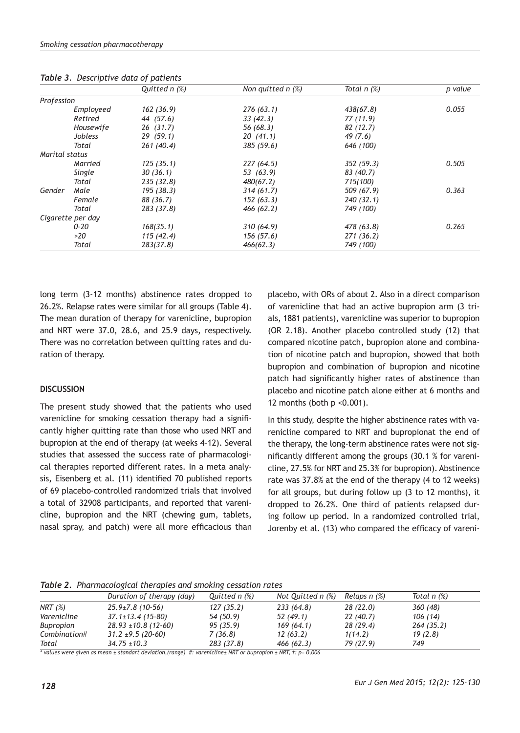*Table 3. Descriptive data of patients*

| | | Quitted n (%) | Non quitted n (%) | Total n (%) | p value |
|---|---|---|---|---|---|
| Profession | | | | | |
| | Employeed | 162 (36.9) | 276 (63.1) | 438(67.8) | 0.055 |
| | Retired | 44 (57.6) | 33 (42.3) | 77 (11.9) | |
| | Housewife | 26 (31.7) | 56 (68.3) | 82 (12.7) | |
| | Jobless | 29 (59.1) | 20 (41.1) | 49 (7.6) | |
| | Total | 261 (40.4) | 385 (59.6) | 646 (100) | |
| Marital status | | | | | |
| | Married | 125 (35.1) | 227 (64.5) | 352 (59.3) | 0.505 |
| | Single | 30 (36.1) | 53 (63.9) | 83 (40.7) | |
| | Total | 235 (32.8) | 480(67.2) | 715(100) | |
| Gender | Male | 195 (38.3) | 314 (61.7) | 509 (67.9) | 0.363 |
| | Female | 88 (36.7) | 152 (63.3) | 240 (32.1) | |
| | Total | 283 (37.8) | 466 (62.2) | 749 (100) | |
| Cigarette per day | | | | | |
| | 0-20 | 168(35.1) | 310 (64.9) | 478 (63.8) | 0.265 |
| | >20 | 115 (42.4) | 156 (57.6) | 271 (36.2) | |
| | Total | 283(37.8) | 466(62.3) | 749 (100) | |

long term (3-12 months) abstinence rates dropped to 26.2%. Relapse rates were similar for all groups (Table 4). The mean duration of therapy for varenicline, bupropion and NRT were 37.0, 28.6, and 25.9 days, respectively. There was no correlation between quitting rates and duration of therapy.

## DISCUSSION

The present study showed that the patients who used varenicline for smoking cessation therapy had a significantly higher quitting rate than those who used NRT and bupropion at the end of therapy (at weeks 4-12). Several studies that assessed the success rate of pharmacological therapies reported different rates. In a meta analysis, Eisenberg et al. (11) identified 70 published reports of 69 placebo-controlled randomized trials that involved a total of 32908 participants, and reported that varenicline, bupropion and the NRT (chewing gum, tablets, nasal spray, and patch) were all more efficacious than placebo, with ORs of about 2. Also in a direct comparison of varenicline that had an active bupropion arm (3 trials, 1881 patients), varenicline was superior to bupropion (OR 2.18). Another placebo controlled study (12) that compared nicotine patch, bupropion alone and combination of nicotine patch and bupropion, showed that both bupropion and combination of bupropion and nicotine patch had significantly higher rates of abstinence than placebo and nicotine patch alone either at 6 months and 12 months (both p <0.001).

In this study, despite the higher abstinence rates with varenicline compared to NRT and bupropionat the end of the therapy, the long-term abstinence rates were not significantly different among the groups (30.1 % for varenicline, 27.5% for NRT and 25.3% for bupropion). Abstinence rate was 37.8% at the end of the therapy (4 to 12 weeks) for all groups, but during follow up (3 to 12 months), it dropped to 26.2%. One third of patients relapsed during follow up period. In a randomized controlled trial, Jorenby et al. (13) who compared the efficacy of vareni-

*Table 2. Pharmacological therapies and smoking cessation rates*

| | Duration of therapy (day) | Quitted n (%) | Not Quitted n (%) | Relaps n (%) | Total n (%) |
|---|---|---|---|---|---|
| NRT (%) | 25.9±7.8 (10-56) | 127 (35.2) | 233 (64.8) | 28 (22.0) | 360 (48) |
| Varenicline | 37.1±13.4 (15-80) | 54 (50.9) | 52 (49.1) | 22 (40.7) | 106 (14) |
| Bupropion | 28.93 ±10.8 (12-60) | 95 (35.9) | 169 (64.1) | 28 (29.4) | 264 (35.2) |
| Combination# | 31.2 ±9.5 (20-60) | 7 (36.8) | 12 (63.2) | 1(14.2) | 19 (2.8) |
| Total | 34.75 ±10.3 | 283 (37.8) | 466 (62.3) | 79 (27.9) | 749 |

\* values were given as mean ± standart deviation,(range) #: varenicline± NRT or bupropion ± NRT, †: p= 0,006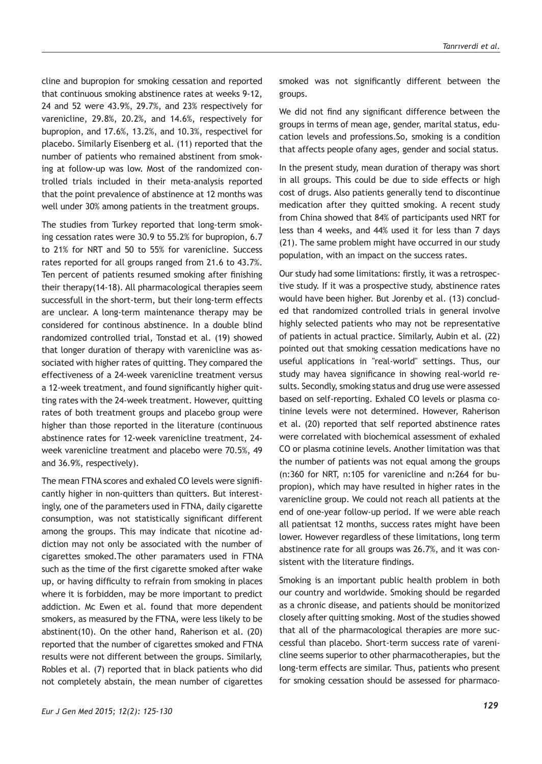cline and bupropion for smoking cessation and reported that continuous smoking abstinence rates at weeks 9-12, 24 and 52 were 43.9%, 29.7%, and 23% respectively for varenicline, 29.8%, 20.2%, and 14.6%, respectively for bupropion, and 17.6%, 13.2%, and 10.3%, respectivel for placebo. Similarly Eisenberg et al. (11) reported that the number of patients who remained abstinent from smoking at follow-up was low. Most of the randomized controlled trials included in their meta-analysis reported that the point prevalence of abstinence at 12 months was well under 30% among patients in the treatment groups.

The studies from Turkey reported that long-term smoking cessation rates were 30.9 to 55.2% for bupropion, 6.7 to 21% for NRT and 50 to 55% for varenicline. Success rates reported for all groups ranged from 21.6 to 43.7%. Ten percent of patients resumed smoking after finishing their therapy(14-18). All pharmacological therapies seem successfull in the short-term, but their long-term effects are unclear. A long-term maintenance therapy may be considered for continous abstinence. In a double blind randomized controlled trial, Tonstad et al. (19) showed that longer duration of therapy with varenicline was associated with higher rates of quitting. They compared the effectiveness of a 24-week varenicline treatment versus a 12-week treatment, and found significantly higher quitting rates with the 24-week treatment. However, quitting rates of both treatment groups and placebo group were higher than those reported in the literature (continuous abstinence rates for 12-week varenicline treatment, 24-week varenicline treatment and placebo were 70.5%, 49 and 36.9%, respectively).

The mean FTNA scores and exhaled CO levels were significantly higher in non-quitters than quitters. But interestingly, one of the parameters used in FTNA, daily cigarette consumption, was not statistically significant different among the groups. This may indicate that nicotine addiction may not only be associated with the number of cigarettes smoked.The other paramaters used in FTNA such as the time of the first cigarette smoked after wake up, or having difficulty to refrain from smoking in places where it is forbidden, may be more important to predict addiction. Mc Ewen et al. found that more dependent smokers, as measured by the FTNA, were less likely to be abstinent(10). On the other hand, Raherison et al. (20) reported that the number of cigarettes smoked and FTNA results were not different between the groups. Similarly, Robles et al. (7) reported that in black patients who did not completely abstain, the mean number of cigarettes smoked was not significantly different between the groups.

We did not find any significant difference between the groups in terms of mean age, gender, marital status, education levels and professions.So, smoking is a condition that affects people ofany ages, gender and social status.

In the present study, mean duration of therapy was short in all groups. This could be due to side effects or high cost of drugs. Also patients generally tend to discontinue medication after they quitted smoking. A recent study from China showed that 84% of participants used NRT for less than 4 weeks, and 44% used it for less than 7 days (21). The same problem might have occurred in our study population, with an impact on the success rates.

Our study had some limitations: firstly, it was a retrospective study. If it was a prospective study, abstinence rates would have been higher. But Jorenby et al. (13) concluded that randomized controlled trials in general involve highly selected patients who may not be representative of patients in actual practice. Similarly, Aubin et al. (22) pointed out that smoking cessation medications have no useful applications in "real-world" settings. Thus, our study may havea significance in showing real-world results. Secondly, smoking status and drug use were assessed based on self-reporting. Exhaled CO levels or plasma cotinine levels were not determined. However, Raherison et al. (20) reported that self reported abstinence rates were correlated with biochemical assessment of exhaled CO or plasma cotinine levels. Another limitation was that the number of patients was not equal among the groups (n:360 for NRT, n:105 for varenicline and n:264 for bupropion), which may have resulted in higher rates in the varenicline group. We could not reach all patients at the end of one-year follow-up period. If we were able reach all patientsat 12 months, success rates might have been lower. However regardless of these limitations, long term abstinence rate for all groups was 26.7%, and it was consistent with the literature findings.

Smoking is an important public health problem in both our country and worldwide. Smoking should be regarded as a chronic disease, and patients should be monitorized closely after quitting smoking. Most of the studies showed that all of the pharmacological therapies are more successful than placebo. Short-term success rate of varenicline seems superior to other pharmacotherapies, but the long-term effects are similar. Thus, patients who present for smoking cessation should be assessed for pharmaco-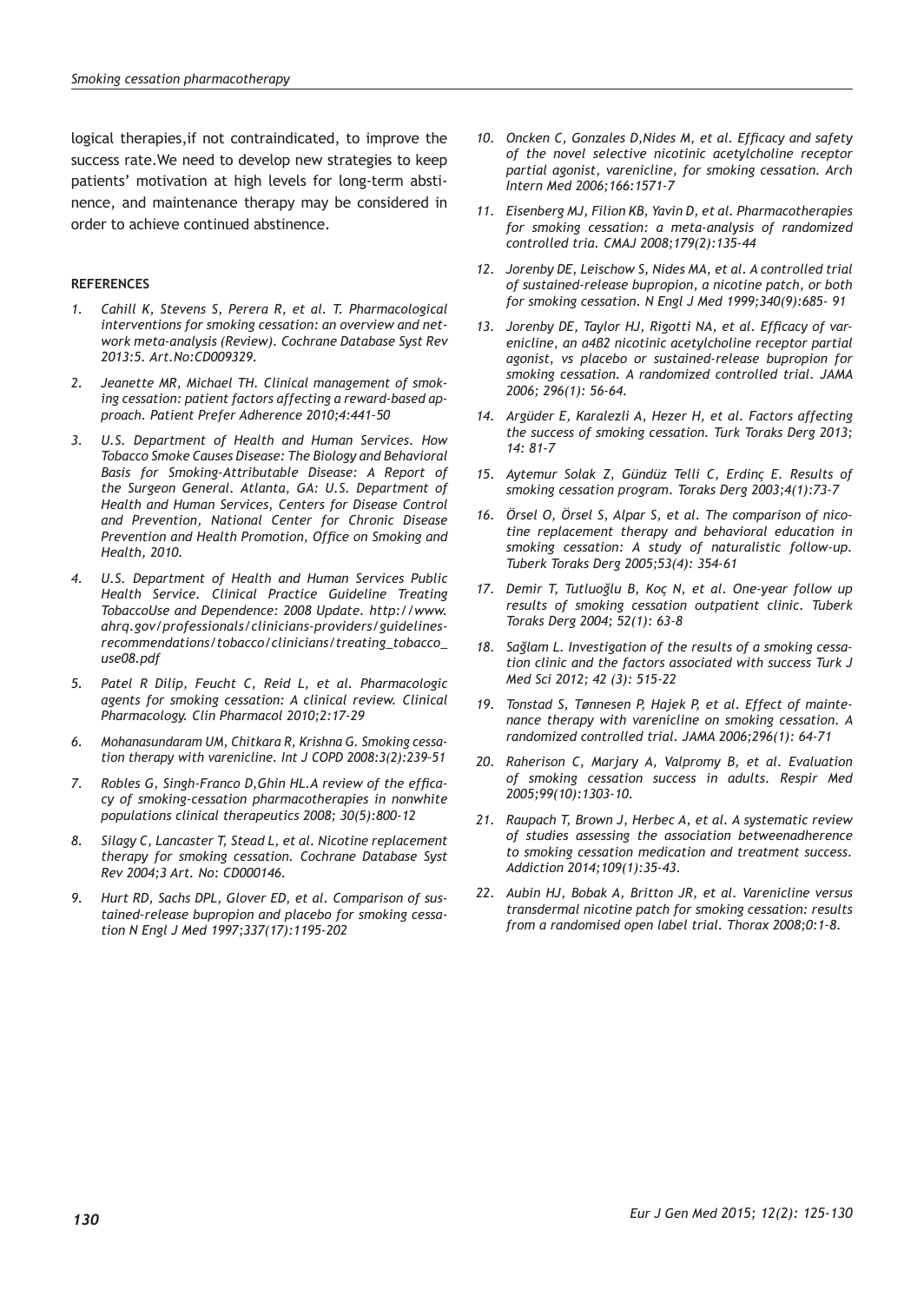logical therapies,if not contraindicated, to improve the success rate.We need to develop new strategies to keep patients' motivation at high levels for long-term abstinence, and maintenance therapy may be considered in order to achieve continued abstinence.

## REFERENCES

1. *Cahill K, Stevens S, Perera R, et al. T. Pharmacological interventions for smoking cessation: an overview and network meta-analysis (Review). Cochrane Database Syst Rev 2013:5. Art.No:CD009329.*
2. *Jeanette MR, Michael TH. Clinical management of smoking cessation: patient factors affecting a reward-based approach. Patient Prefer Adherence 2010;4:441-50*
3. *U.S. Department of Health and Human Services. How Tobacco Smoke Causes Disease: The Biology and Behavioral Basis for Smoking-Attributable Disease: A Report of the Surgeon General. Atlanta, GA: U.S. Department of Health and Human Services, Centers for Disease Control and Prevention, National Center for Chronic Disease Prevention and Health Promotion, Office on Smoking and Health, 2010.*
4. *U.S. Department of Health and Human Services Public Health Service. Clinical Practice Guideline Treating TobaccoUse and Dependence: 2008 Update. http://www.ahrq.gov/professionals/clinicians-providers/guidelines-recommendations/tobacco/clinicians/treating_tobacco_use08.pdf*
5. *Patel R Dilip, Feucht C, Reid L, et al. Pharmacologic agents for smoking cessation: A clinical review. Clinical Pharmacology. Clin Pharmacol 2010;2:17-29*
6. *Mohanasundaram UM, Chitkara R, Krishna G. Smoking cessation therapy with varenicline. Int J COPD 2008:3(2):239-51*
7. *Robles G, Singh-Franco D,Ghin HL.A review of the efficacy of smoking-cessation pharmacotherapies in nonwhite populations clinical therapeutics 2008; 30(5):800-12*
8. *Silagy C, Lancaster T, Stead L, et al. Nicotine replacement therapy for smoking cessation. Cochrane Database Syst Rev 2004;3 Art. No: CD000146.*
9. *Hurt RD, Sachs DPL, Glover ED, et al. Comparison of sustained-release bupropion and placebo for smoking cessation N Engl J Med 1997;337(17):1195-202*
10. *Oncken C, Gonzales D,Nides M, et al. Efficacy and safety of the novel selective nicotinic acetylcholine receptor partial agonist, varenicline, for smoking cessation. Arch Intern Med 2006;166:1571-7*
11. *Eisenberg MJ, Filion KB, Yavin D, et al. Pharmacotherapies for smoking cessation: a meta-analysis of randomized controlled tria. CMAJ 2008;179(2):135-44*
12. *Jorenby DE, Leischow S, Nides MA, et al. A controlled trial of sustained-release bupropion, a nicotine patch, or both for smoking cessation. N Engl J Med 1999;340(9):685- 91*
13. *Jorenby DE, Taylor HJ, Rigotti NA, et al. Efficacy of varenicline, an α4β2 nicotinic acetylcholine receptor partial agonist, vs placebo or sustained-release bupropion for smoking cessation. A randomized controlled trial. JAMA 2006; 296(1): 56-64.*
14. *Argüder E, Karalezli A, Hezer H, et al. Factors affecting the success of smoking cessation. Turk Toraks Derg 2013; 14: 81-7*
15. *Aytemur Solak Z, Gündüz Telli C, Erdinç E. Results of smoking cessation program. Toraks Derg 2003;4(1):73-7*
16. *Örsel O, Örsel S, Alpar S, et al. The comparison of nicotine replacement therapy and behavioral education in smoking cessation: A study of naturalistic follow-up. Tuberk Toraks Derg 2005;53(4): 354-61*
17. *Demir T, Tutluoğlu B, Koç N, et al. One-year follow up results of smoking cessation outpatient clinic. Tuberk Toraks Derg 2004; 52(1): 63-8*
18. *Sağlam L. Investigation of the results of a smoking cessation clinic and the factors associated with success Turk J Med Sci 2012; 42 (3): 515-22*
19. *Tonstad S, Tønnesen P, Hajek P, et al. Effect of maintenance therapy with varenicline on smoking cessation. A randomized controlled trial. JAMA 2006;296(1): 64-71*
20. *Raherison C, Marjary A, Valpromy B, et al. Evaluation of smoking cessation success in adults. Respir Med 2005;99(10):1303-10.*
21. *Raupach T, Brown J, Herbec A, et al. A systematic review of studies assessing the association betweenadherence to smoking cessation medication and treatment success. Addiction 2014;109(1):35-43.*
22. *Aubin HJ, Bobak A, Britton JR, et al. Varenicline versus transdermal nicotine patch for smoking cessation: results from a randomised open label trial. Thorax 2008;0:1-8.*